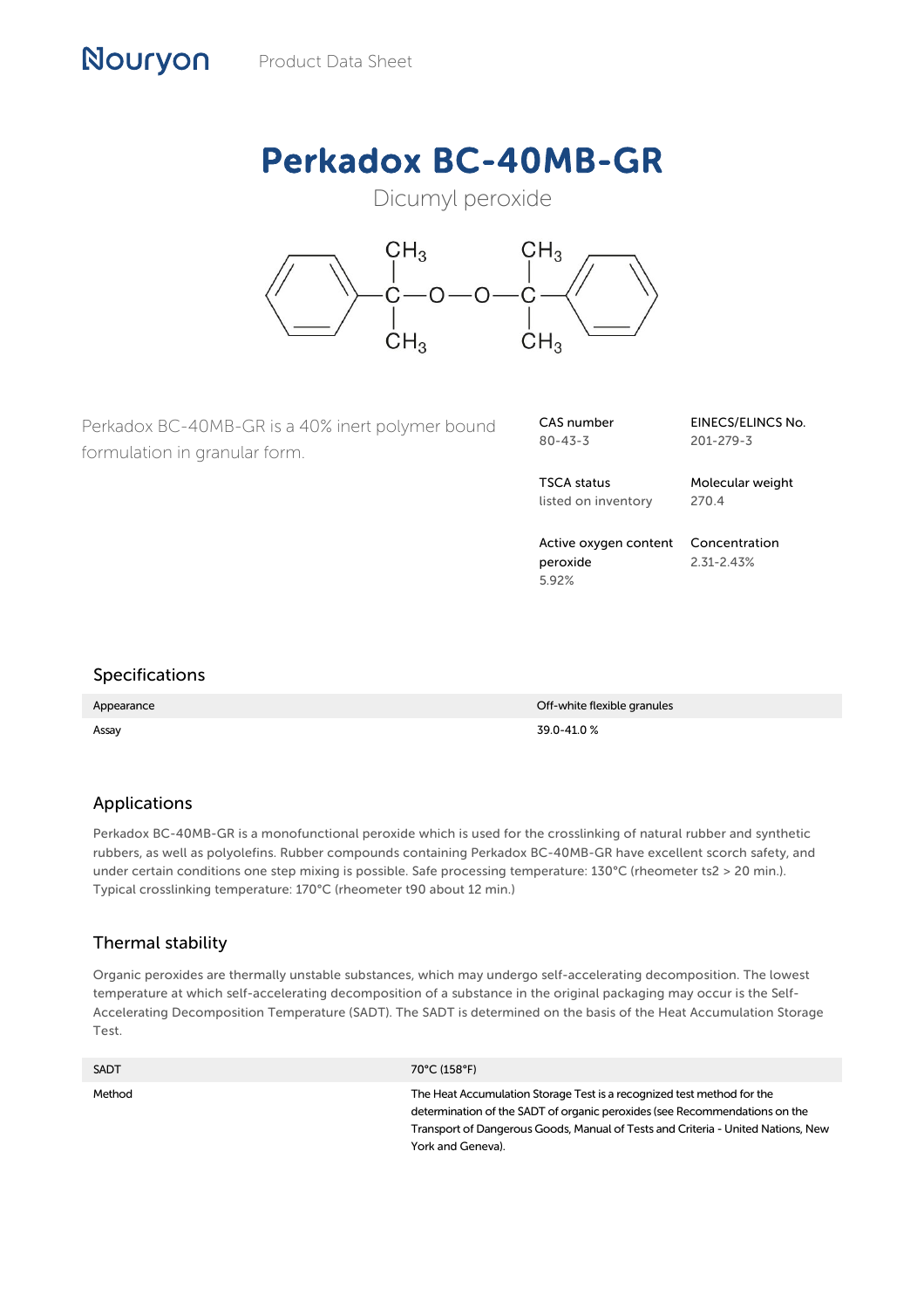# Perkadox BC-40MB-GR

Dicumyl peroxide

Perkadox BC-40MB-GR is a 40% inert polymer bound formulation in granular form.

| CAS number | EINECS/ELINCS No. |
|---|---|
| 80-43-3 | 201-279-3 |
| **TSCA status** | **Molecular weight** |
| listed on inventory | 270.4 |
| **Active oxygen content peroxide** | **Concentration** |
| 5.92% | 2.31-2.43% |

## Specifications

| | |
|---|---|
| Appearance | Off-white flexible granules |
| Assay | 39.0-41.0 % |

## Applications

Perkadox BC-40MB-GR is a monofunctional peroxide which is used for the crosslinking of natural rubber and synthetic rubbers, as well as polyolefins. Rubber compounds containing Perkadox BC-40MB-GR have excellent scorch safety, and under certain conditions one step mixing is possible. Safe processing temperature: 130°C (rheometer ts2 > 20 min.). Typical crosslinking temperature: 170°C (rheometer t90 about 12 min.)

## Thermal stability

Organic peroxides are thermally unstable substances, which may undergo self-accelerating decomposition. The lowest temperature at which self-accelerating decomposition of a substance in the original packaging may occur is the Self-Accelerating Decomposition Temperature (SADT). The SADT is determined on the basis of the Heat Accumulation Storage Test.

| | |
|---|---|
| SADT | 70°C (158°F) |
| Method | The Heat Accumulation Storage Test is a recognized test method for the determination of the SADT of organic peroxides (see Recommendations on the Transport of Dangerous Goods, Manual of Tests and Criteria - United Nations, New York and Geneva). |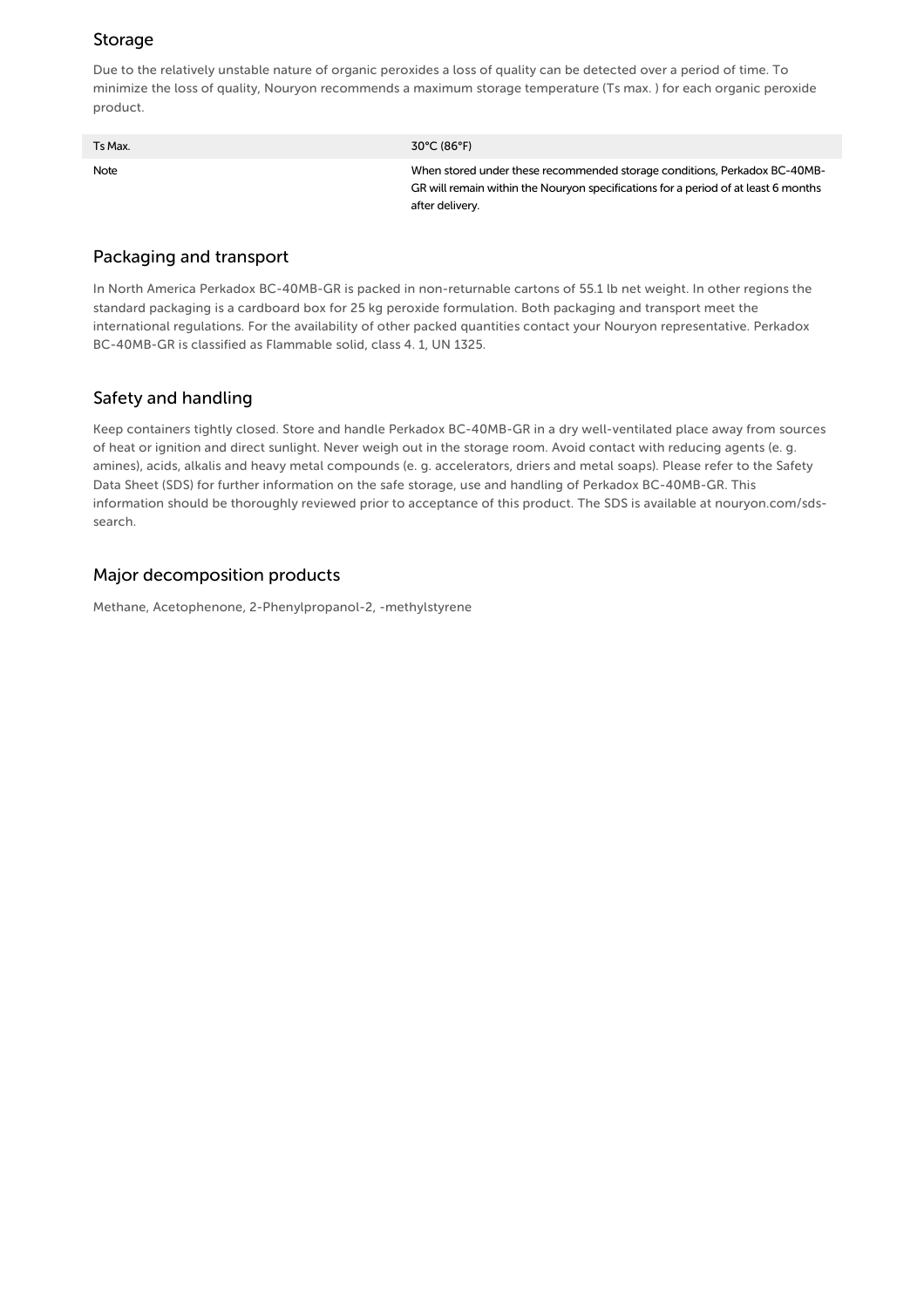## Storage

Due to the relatively unstable nature of organic peroxides a loss of quality can be detected over a period of time. To minimize the loss of quality, Nouryon recommends a maximum storage temperature (Ts max. ) for each organic peroxide product.

| Ts Max. | 30°C (86°F) |
| --- | --- |
| Note | When stored under these recommended storage conditions, Perkadox BC-40MB-GR will remain within the Nouryon specifications for a period of at least 6 months after delivery. |

## Packaging and transport

In North America Perkadox BC-40MB-GR is packed in non-returnable cartons of 55.1 lb net weight. In other regions the standard packaging is a cardboard box for 25 kg peroxide formulation. Both packaging and transport meet the international regulations. For the availability of other packed quantities contact your Nouryon representative. Perkadox BC-40MB-GR is classified as Flammable solid, class 4. 1, UN 1325.

## Safety and handling

Keep containers tightly closed. Store and handle Perkadox BC-40MB-GR in a dry well-ventilated place away from sources of heat or ignition and direct sunlight. Never weigh out in the storage room. Avoid contact with reducing agents (e. g. amines), acids, alkalis and heavy metal compounds (e. g. accelerators, driers and metal soaps). Please refer to the Safety Data Sheet (SDS) for further information on the safe storage, use and handling of Perkadox BC-40MB-GR. This information should be thoroughly reviewed prior to acceptance of this product. The SDS is available at nouryon.com/sds-search.

## Major decomposition products

Methane, Acetophenone, 2-Phenylpropanol-2, -methylstyrene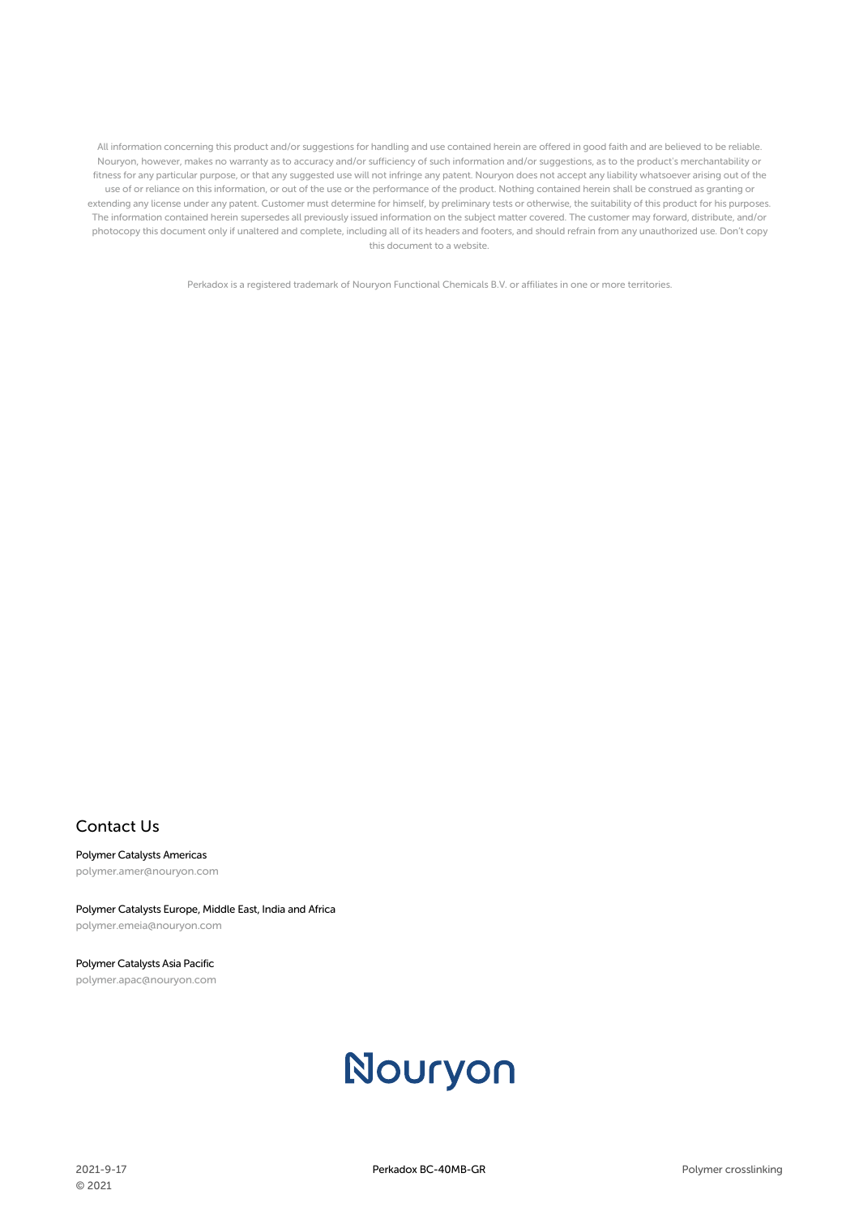All information concerning this product and/or suggestions for handling and use contained herein are offered in good faith and are believed to be reliable. Nouryon, however, makes no warranty as to accuracy and/or sufficiency of such information and/or suggestions, as to the product's merchantability or fitness for any particular purpose, or that any suggested use will not infringe any patent. Nouryon does not accept any liability whatsoever arising out of the use of or reliance on this information, or out of the use or the performance of the product. Nothing contained herein shall be construed as granting or extending any license under any patent. Customer must determine for himself, by preliminary tests or otherwise, the suitability of this product for his purposes. The information contained herein supersedes all previously issued information on the subject matter covered. The customer may forward, distribute, and/or photocopy this document only if unaltered and complete, including all of its headers and footers, and should refrain from any unauthorized use. Don't copy this document to a website.

Perkadox is a registered trademark of Nouryon Functional Chemicals B.V. or affiliates in one or more territories.

## Contact Us

Polymer Catalysts Americas
polymer.amer@nouryon.com

Polymer Catalysts Europe, Middle East, India and Africa
polymer.emeia@nouryon.com

Polymer Catalysts Asia Pacific
polymer.apac@nouryon.com

Nouryon

2021-9-17
© 2021

Perkadox BC-40MB-GR

Polymer crosslinking